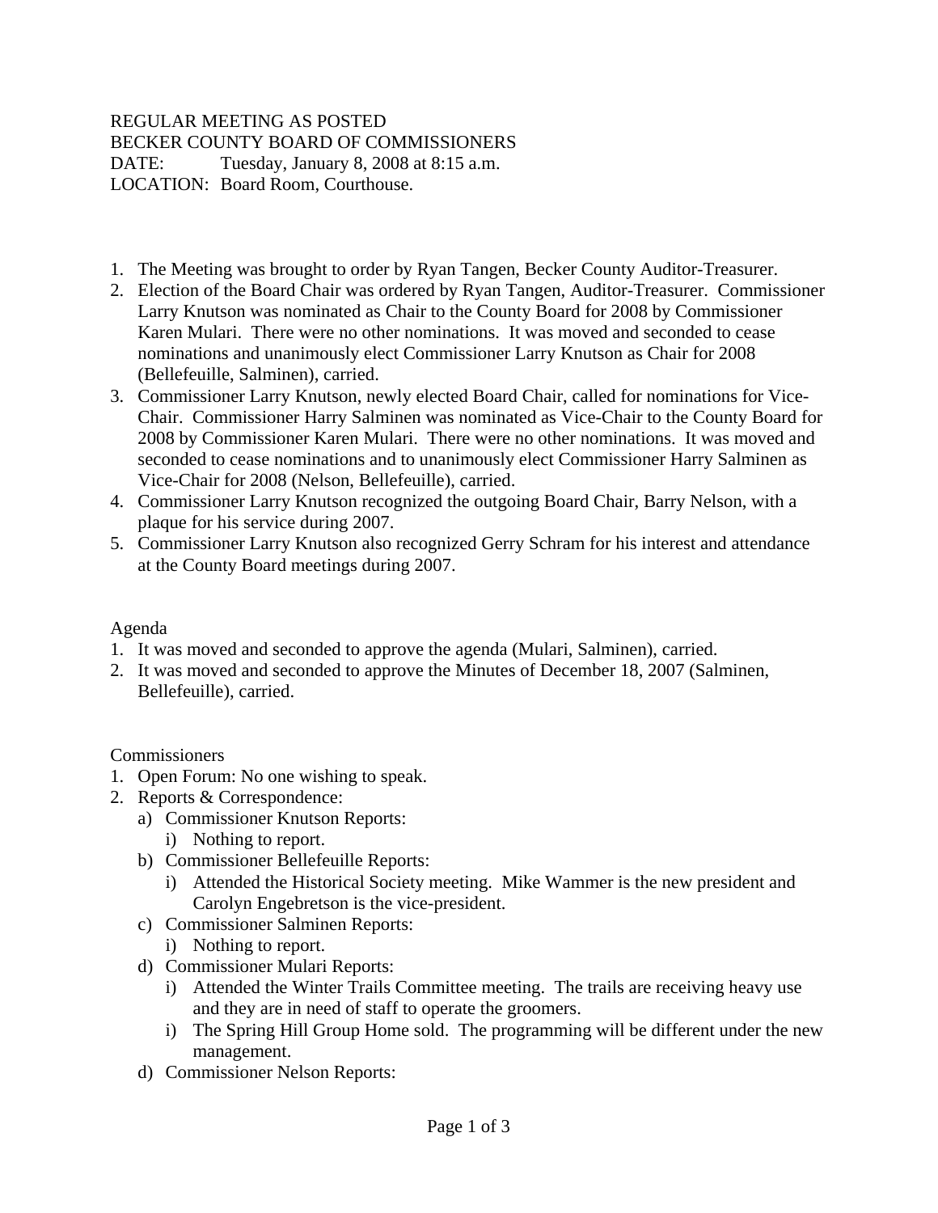REGULAR MEETING AS POSTED
BECKER COUNTY BOARD OF COMMISSIONERS
DATE: Tuesday, January 8, 2008 at 8:15 a.m.
LOCATION: Board Room, Courthouse.

1. The Meeting was brought to order by Ryan Tangen, Becker County Auditor-Treasurer.
2. Election of the Board Chair was ordered by Ryan Tangen, Auditor-Treasurer. Commissioner Larry Knutson was nominated as Chair to the County Board for 2008 by Commissioner Karen Mulari. There were no other nominations. It was moved and seconded to cease nominations and unanimously elect Commissioner Larry Knutson as Chair for 2008 (Bellefeuille, Salminen), carried.
3. Commissioner Larry Knutson, newly elected Board Chair, called for nominations for Vice-Chair. Commissioner Harry Salminen was nominated as Vice-Chair to the County Board for 2008 by Commissioner Karen Mulari. There were no other nominations. It was moved and seconded to cease nominations and to unanimously elect Commissioner Harry Salminen as Vice-Chair for 2008 (Nelson, Bellefeuille), carried.
4. Commissioner Larry Knutson recognized the outgoing Board Chair, Barry Nelson, with a plaque for his service during 2007.
5. Commissioner Larry Knutson also recognized Gerry Schram for his interest and attendance at the County Board meetings during 2007.

Agenda

1. It was moved and seconded to approve the agenda (Mulari, Salminen), carried.
2. It was moved and seconded to approve the Minutes of December 18, 2007 (Salminen, Bellefeuille), carried.

Commissioners

1. Open Forum: No one wishing to speak.
2. Reports & Correspondence:
   a) Commissioner Knutson Reports:
      i) Nothing to report.
   b) Commissioner Bellefeuille Reports:
      i) Attended the Historical Society meeting. Mike Wammer is the new president and Carolyn Engebretson is the vice-president.
   c) Commissioner Salminen Reports:
      i) Nothing to report.
   d) Commissioner Mulari Reports:
      i) Attended the Winter Trails Committee meeting. The trails are receiving heavy use and they are in need of staff to operate the groomers.
      i) The Spring Hill Group Home sold. The programming will be different under the new management.
   d) Commissioner Nelson Reports: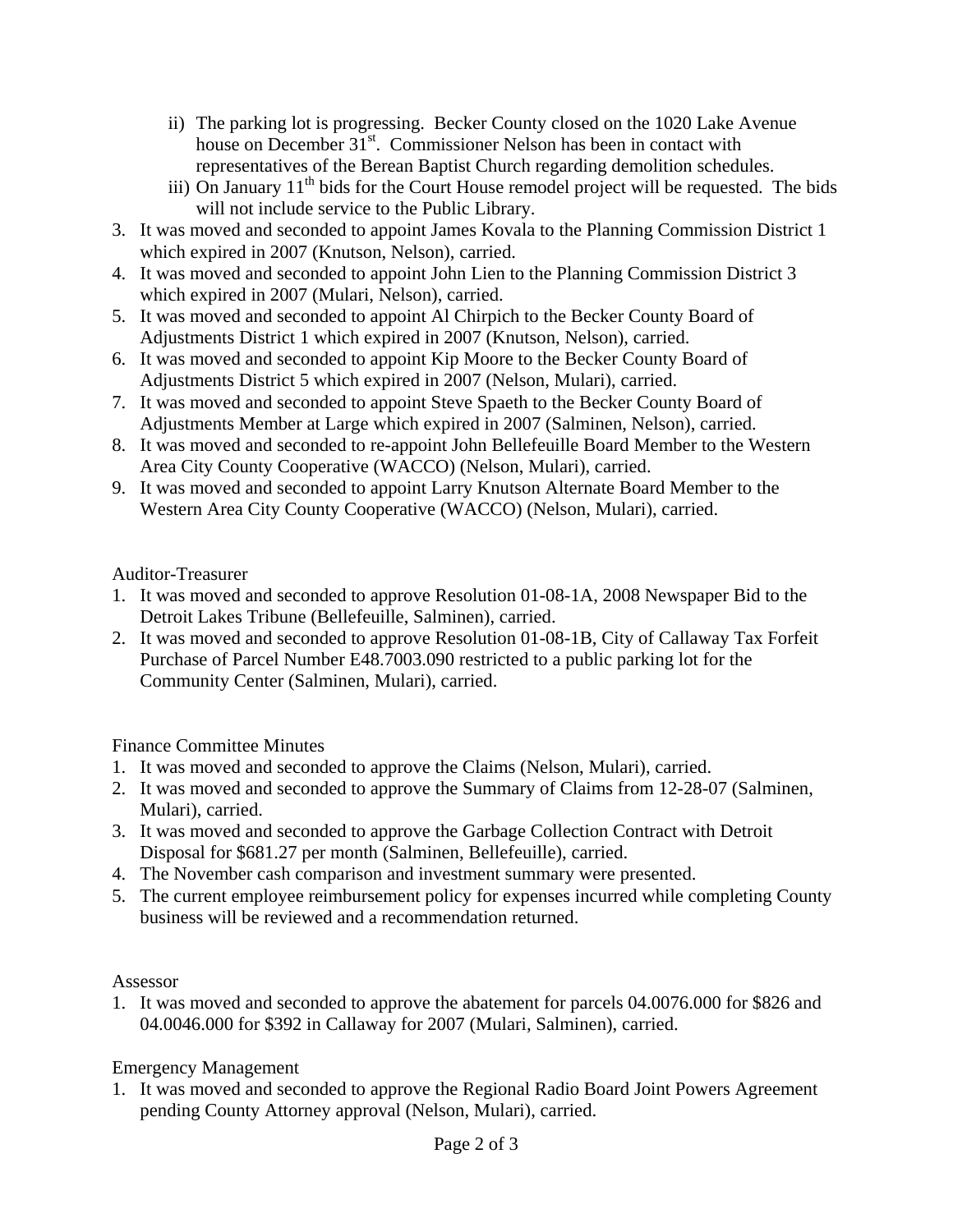ii) The parking lot is progressing. Becker County closed on the 1020 Lake Avenue house on December 31st. Commissioner Nelson has been in contact with representatives of the Berean Baptist Church regarding demolition schedules.
   iii) On January 11th bids for the Court House remodel project will be requested. The bids will not include service to the Public Library.
3. It was moved and seconded to appoint James Kovala to the Planning Commission District 1 which expired in 2007 (Knutson, Nelson), carried.
4. It was moved and seconded to appoint John Lien to the Planning Commission District 3 which expired in 2007 (Mulari, Nelson), carried.
5. It was moved and seconded to appoint Al Chirpich to the Becker County Board of Adjustments District 1 which expired in 2007 (Knutson, Nelson), carried.
6. It was moved and seconded to appoint Kip Moore to the Becker County Board of Adjustments District 5 which expired in 2007 (Nelson, Mulari), carried.
7. It was moved and seconded to appoint Steve Spaeth to the Becker County Board of Adjustments Member at Large which expired in 2007 (Salminen, Nelson), carried.
8. It was moved and seconded to re-appoint John Bellefeuille Board Member to the Western Area City County Cooperative (WACCO) (Nelson, Mulari), carried.
9. It was moved and seconded to appoint Larry Knutson Alternate Board Member to the Western Area City County Cooperative (WACCO) (Nelson, Mulari), carried.

Auditor-Treasurer

1. It was moved and seconded to approve Resolution 01-08-1A, 2008 Newspaper Bid to the Detroit Lakes Tribune (Bellefeuille, Salminen), carried.
2. It was moved and seconded to approve Resolution 01-08-1B, City of Callaway Tax Forfeit Purchase of Parcel Number E48.7003.090 restricted to a public parking lot for the Community Center (Salminen, Mulari), carried.

Finance Committee Minutes

1. It was moved and seconded to approve the Claims (Nelson, Mulari), carried.
2. It was moved and seconded to approve the Summary of Claims from 12-28-07 (Salminen, Mulari), carried.
3. It was moved and seconded to approve the Garbage Collection Contract with Detroit Disposal for $681.27 per month (Salminen, Bellefeuille), carried.
4. The November cash comparison and investment summary were presented.
5. The current employee reimbursement policy for expenses incurred while completing County business will be reviewed and a recommendation returned.

Assessor

1. It was moved and seconded to approve the abatement for parcels 04.0076.000 for $826 and 04.0046.000 for $392 in Callaway for 2007 (Mulari, Salminen), carried.

Emergency Management

1. It was moved and seconded to approve the Regional Radio Board Joint Powers Agreement pending County Attorney approval (Nelson, Mulari), carried.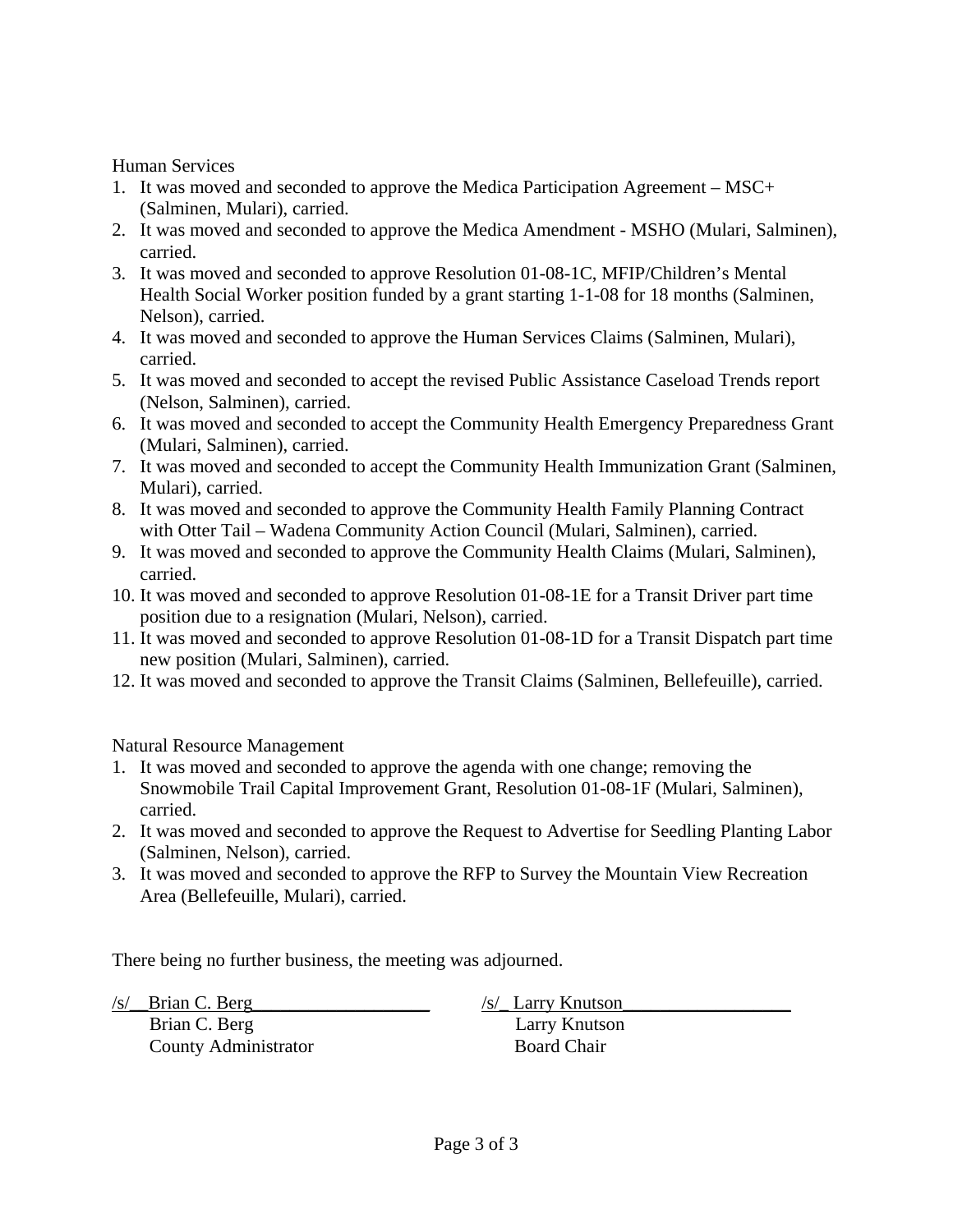Human Services

1. It was moved and seconded to approve the Medica Participation Agreement – MSC+ (Salminen, Mulari), carried.
2. It was moved and seconded to approve the Medica Amendment - MSHO (Mulari, Salminen), carried.
3. It was moved and seconded to approve Resolution 01-08-1C, MFIP/Children's Mental Health Social Worker position funded by a grant starting 1-1-08 for 18 months (Salminen, Nelson), carried.
4. It was moved and seconded to approve the Human Services Claims (Salminen, Mulari), carried.
5. It was moved and seconded to accept the revised Public Assistance Caseload Trends report (Nelson, Salminen), carried.
6. It was moved and seconded to accept the Community Health Emergency Preparedness Grant (Mulari, Salminen), carried.
7. It was moved and seconded to accept the Community Health Immunization Grant (Salminen, Mulari), carried.
8. It was moved and seconded to approve the Community Health Family Planning Contract with Otter Tail – Wadena Community Action Council (Mulari, Salminen), carried.
9. It was moved and seconded to approve the Community Health Claims (Mulari, Salminen), carried.
10. It was moved and seconded to approve Resolution 01-08-1E for a Transit Driver part time position due to a resignation (Mulari, Nelson), carried.
11. It was moved and seconded to approve Resolution 01-08-1D for a Transit Dispatch part time new position (Mulari, Salminen), carried.
12. It was moved and seconded to approve the Transit Claims (Salminen, Bellefeuille), carried.

Natural Resource Management

1. It was moved and seconded to approve the agenda with one change; removing the Snowmobile Trail Capital Improvement Grant, Resolution 01-08-1F (Mulari, Salminen), carried.
2. It was moved and seconded to approve the Request to Advertise for Seedling Planting Labor (Salminen, Nelson), carried.
3. It was moved and seconded to approve the RFP to Survey the Mountain View Recreation Area (Bellefeuille, Mulari), carried.

There being no further business, the meeting was adjourned.

/s/__Brian C. Berg___________________
Brian C. Berg
County Administrator

/s/_ Larry Knutson__________________
Larry Knutson
Board Chair